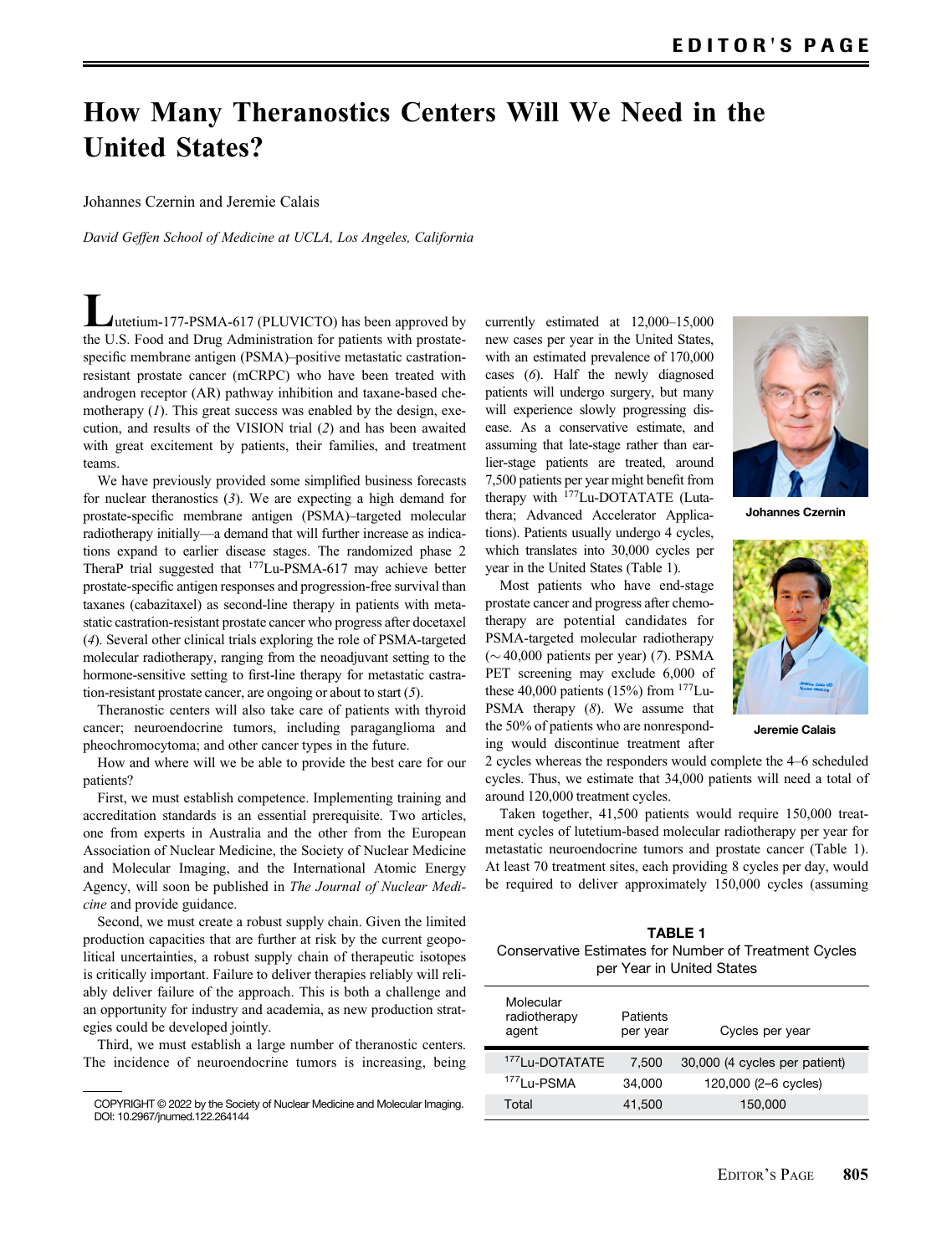EDITOR'S PAGE

# How Many Theranostics Centers Will We Need in the United States?

Johannes Czernin and Jeremie Calais

*David Geffen School of Medicine at UCLA, Los Angeles, California*

Lutetium-177-PSMA-617 (PLUVICTO) has been approved by the U.S. Food and Drug Administration for patients with prostate-specific membrane antigen (PSMA)–positive metastatic castration-resistant prostate cancer (mCRPC) who have been treated with androgen receptor (AR) pathway inhibition and taxane-based chemotherapy (*1*). This great success was enabled by the design, execution, and results of the VISION trial (*2*) and has been awaited with great excitement by patients, their families, and treatment teams.

We have previously provided some simplified business forecasts for nuclear theranostics (*3*). We are expecting a high demand for prostate-specific membrane antigen (PSMA)–targeted molecular radiotherapy initially—a demand that will further increase as indications expand to earlier disease stages. The randomized phase 2 TheraP trial suggested that $^{177}$Lu-PSMA-617 may achieve better prostate-specific antigen responses and progression-free survival than taxanes (cabazitaxel) as second-line therapy in patients with metastatic castration-resistant prostate cancer who progress after docetaxel (*4*). Several other clinical trials exploring the role of PSMA-targeted molecular radiotherapy, ranging from the neoadjuvant setting to the hormone-sensitive setting to first-line therapy for metastatic castration-resistant prostate cancer, are ongoing or about to start (*5*).

Theranostic centers will also take care of patients with thyroid cancer; neuroendocrine tumors, including paraganglioma and pheochromocytoma; and other cancer types in the future.

How and where will we be able to provide the best care for our patients?

First, we must establish competence. Implementing training and accreditation standards is an essential prerequisite. Two articles, one from experts in Australia and the other from the European Association of Nuclear Medicine, the Society of Nuclear Medicine and Molecular Imaging, and the International Atomic Energy Agency, will soon be published in *The Journal of Nuclear Medicine* and provide guidance.

Second, we must create a robust supply chain. Given the limited production capacities that are further at risk by the current geopolitical uncertainties, a robust supply chain of therapeutic isotopes is critically important. Failure to deliver therapies reliably will reliably deliver failure of the approach. This is both a challenge and an opportunity for industry and academia, as new production strategies could be developed jointly.

Third, we must establish a large number of theranostic centers. The incidence of neuroendocrine tumors is increasing, being currently estimated at 12,000–15,000 new cases per year in the United States, with an estimated prevalence of 170,000 cases (*6*). Half the newly diagnosed patients will undergo surgery, but many will experience slowly progressing disease. As a conservative estimate, and assuming that late-stage rather than earlier-stage patients are treated, around 7,500 patients per year might benefit from therapy with $^{177}$Lu-DOTATATE (Lutathera; Advanced Accelerator Applications). Patients usually undergo 4 cycles, which translates into 30,000 cycles per year in the United States (Table 1).

Johannes Czernin

Jeremie Calais

Most patients who have end-stage prostate cancer and progress after chemotherapy are potential candidates for PSMA-targeted molecular radiotherapy (~40,000 patients per year) (*7*). PSMA PET screening may exclude 6,000 of these 40,000 patients (15%) from $^{177}$Lu-PSMA therapy (*8*). We assume that the 50% of patients who are nonresponding would discontinue treatment after 2 cycles whereas the responders would complete the 4–6 scheduled cycles. Thus, we estimate that 34,000 patients will need a total of around 120,000 treatment cycles.

Taken together, 41,500 patients would require 150,000 treatment cycles of lutetium-based molecular radiotherapy per year for metastatic neuroendocrine tumors and prostate cancer (Table 1). At least 70 treatment sites, each providing 8 cycles per day, would be required to deliver approximately 150,000 cycles (assuming

**TABLE 1**
Conservative Estimates for Number of Treatment Cycles per Year in United States

| Molecular radiotherapy agent | Patients per year | Cycles per year |
|---|---|---|
| $^{177}$Lu-DOTATATE | 7,500 | 30,000 (4 cycles per patient) |
| $^{177}$Lu-PSMA | 34,000 | 120,000 (2–6 cycles) |
| Total | 41,500 | 150,000 |

COPYRIGHT © 2022 by the Society of Nuclear Medicine and Molecular Imaging.
DOI: 10.2967/jnumed.122.264144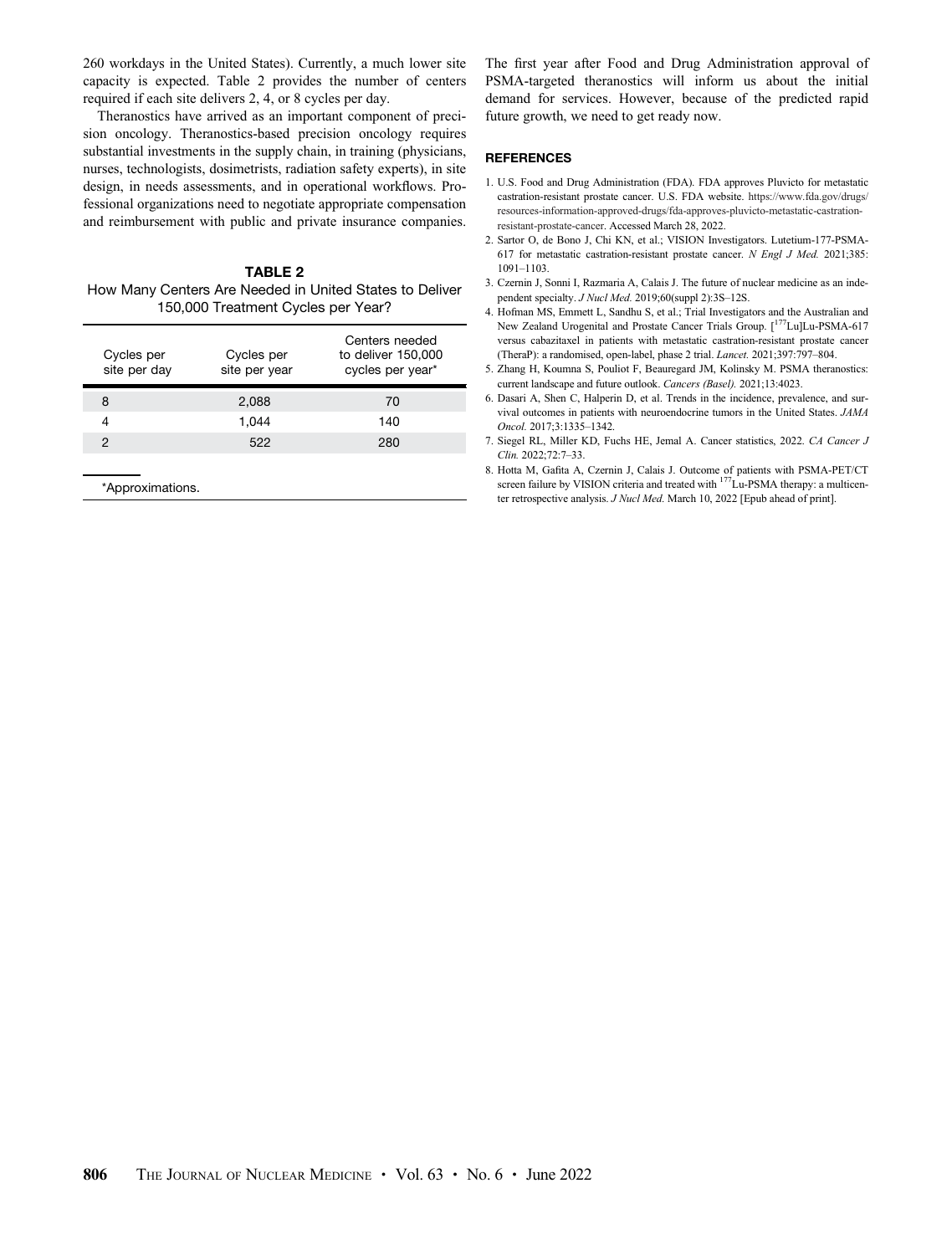260 workdays in the United States). Currently, a much lower site capacity is expected. Table 2 provides the number of centers required if each site delivers 2, 4, or 8 cycles per day.

Theranostics have arrived as an important component of precision oncology. Theranostics-based precision oncology requires substantial investments in the supply chain, in training (physicians, nurses, technologists, dosimetrists, radiation safety experts), in site design, in needs assessments, and in operational workflows. Professional organizations need to negotiate appropriate compensation and reimbursement with public and private insurance companies.

**TABLE 2**
How Many Centers Are Needed in United States to Deliver 150,000 Treatment Cycles per Year?

| Cycles per site per day | Cycles per site per year | Centers needed to deliver 150,000 cycles per year* |
|---|---|---|
| 8 | 2,088 | 70 |
| 4 | 1,044 | 140 |
| 2 | 522 | 280 |

*Approximations.

The first year after Food and Drug Administration approval of PSMA-targeted theranostics will inform us about the initial demand for services. However, because of the predicted rapid future growth, we need to get ready now.

## REFERENCES

1. U.S. Food and Drug Administration (FDA). FDA approves Pluvicto for metastatic castration-resistant prostate cancer. U.S. FDA website. https://www.fda.gov/drugs/resources-information-approved-drugs/fda-approves-pluvicto-metastatic-castration-resistant-prostate-cancer. Accessed March 28, 2022.
2. Sartor O, de Bono J, Chi KN, et al.; VISION Investigators. Lutetium-177-PSMA-617 for metastatic castration-resistant prostate cancer. *N Engl J Med.* 2021;385:1091–1103.
3. Czernin J, Sonni I, Razmaria A, Calais J. The future of nuclear medicine as an independent specialty. *J Nucl Med.* 2019;60(suppl 2):3S–12S.
4. Hofman MS, Emmett L, Sandhu S, et al.; Trial Investigators and the Australian and New Zealand Urogenital and Prostate Cancer Trials Group. [$^{177}$Lu]Lu-PSMA-617 versus cabazitaxel in patients with metastatic castration-resistant prostate cancer (TheraP): a randomised, open-label, phase 2 trial. *Lancet.* 2021;397:797–804.
5. Zhang H, Koumna S, Pouliot F, Beauregard JM, Kolinsky M. PSMA theranostics: current landscape and future outlook. *Cancers (Basel).* 2021;13:4023.
6. Dasari A, Shen C, Halperin D, et al. Trends in the incidence, prevalence, and survival outcomes in patients with neuroendocrine tumors in the United States. *JAMA Oncol.* 2017;3:1335–1342.
7. Siegel RL, Miller KD, Fuchs HE, Jemal A. Cancer statistics, 2022. *CA Cancer J Clin.* 2022;72:7–33.
8. Hotta M, Gafita A, Czernin J, Calais J. Outcome of patients with PSMA-PET/CT screen failure by VISION criteria and treated with $^{177}$Lu-PSMA therapy: a multicenter retrospective analysis. *J Nucl Med.* March 10, 2022 [Epub ahead of print].